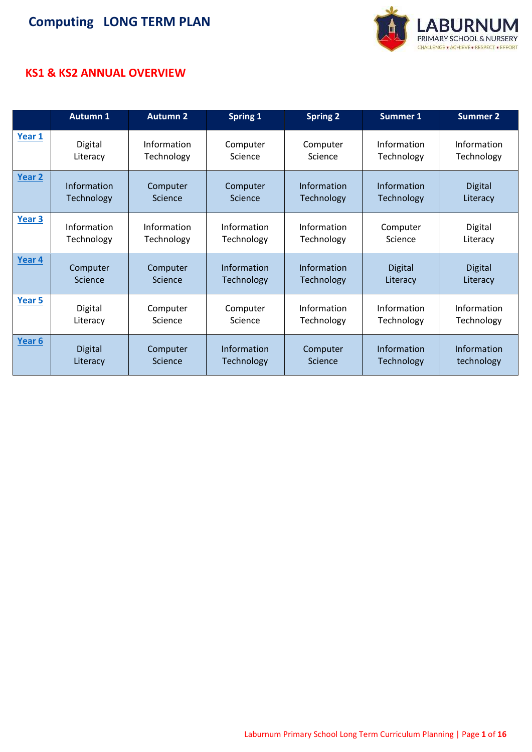# Computing LONG TERM PLAN

## KS1 & KS2 ANNUAL OVERVIEW

| | Autumn 1 | Autumn 2 | Spring 1 | Spring 2 | Summer 1 | Summer 2 |
|---|---|---|---|---|---|---|
| Year 1 | Digital Literacy | Information Technology | Computer Science | Computer Science | Information Technology | Information Technology |
| Year 2 | Information Technology | Computer Science | Computer Science | Information Technology | Information Technology | Digital Literacy |
| Year 3 | Information Technology | Information Technology | Information Technology | Information Technology | Computer Science | Digital Literacy |
| Year 4 | Computer Science | Computer Science | Information Technology | Information Technology | Digital Literacy | Digital Literacy |
| Year 5 | Digital Literacy | Computer Science | Computer Science | Information Technology | Information Technology | Information Technology |
| Year 6 | Digital Literacy | Computer Science | Information Technology | Computer Science | Information Technology | Information technology |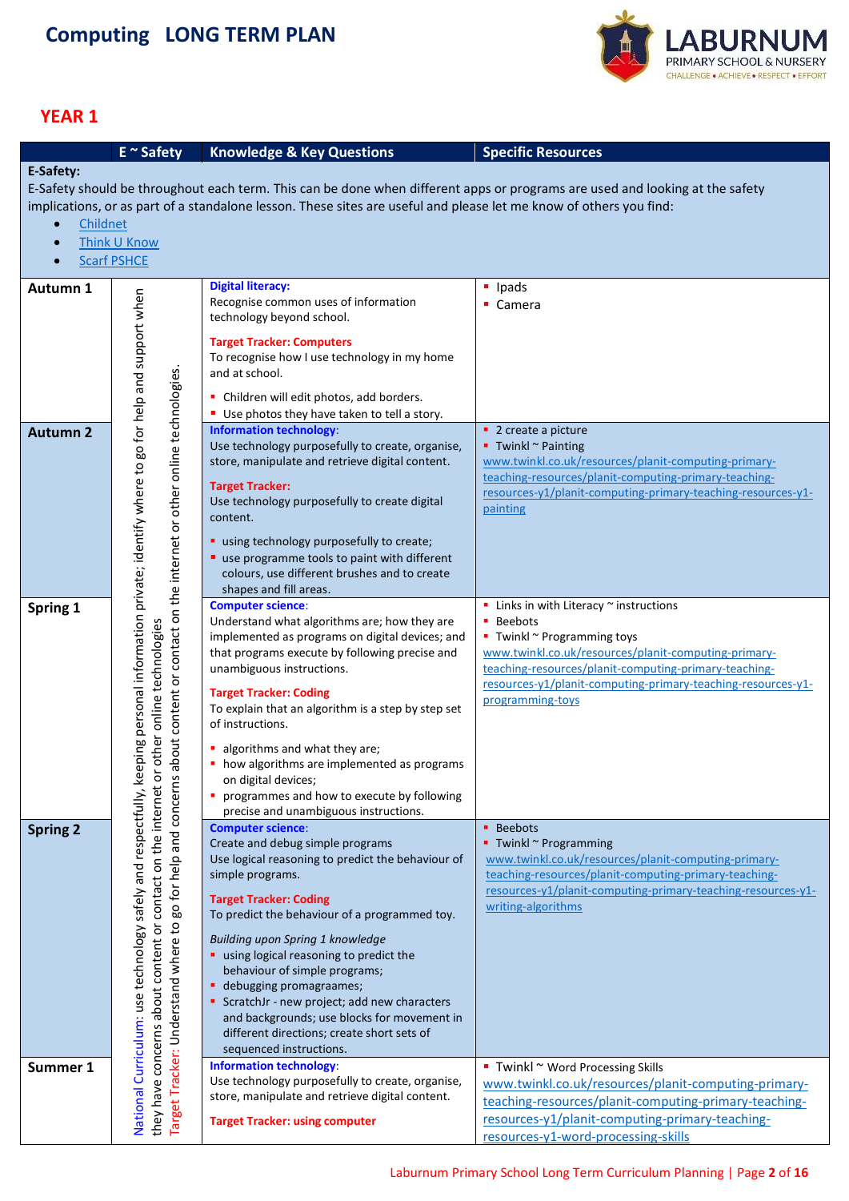# Computing LONG TERM PLAN

LABURNUM PRIMARY SCHOOL & NURSERY
CHALLENGE • ACHIEVE • RESPECT • EFFORT

## YEAR 1

| | E ~ Safety | Knowledge & Key Questions | Specific Resources |
|---|---|---|---|
| **E-Safety:** E-Safety should be throughout each term. This can be done when different apps or programs are used and looking at the safety implications, or as part of a standalone lesson. These sites are useful and please let me know of others you find: <br>• Childnet <br>• Think U Know <br>• Scarf PSHCE | | | |
| **Autumn 1** | National Curriculum: use technology safely and respectfully, keeping personal information private; identify where to go for help and support when they have concerns about content or contact on the internet or other online technologies <br><br> Target Tracker: Understand where to go for help and concerns about content or contact on the internet or other online technologies. | **Digital literacy:** Recognise common uses of information technology beyond school. <br><br> **Target Tracker: Computers** <br> To recognise how I use technology in my home and at school. <br><br> ▪ Children will edit photos, add borders. <br> ▪ Use photos they have taken to tell a story. | ▪ Ipads <br> ▪ Camera |
| **Autumn 2** | | **Information technology:** Use technology purposefully to create, organise, store, manipulate and retrieve digital content. <br><br> **Target Tracker:** <br> Use technology purposefully to create digital content. <br><br> ▪ using technology purposefully to create; <br> ▪ use programme tools to paint with different colours, use different brushes and to create shapes and fill areas. | ▪ 2 create a picture <br> ▪ Twinkl ~ Painting <br> www.twinkl.co.uk/resources/planit-computing-primary-teaching-resources/planit-computing-primary-teaching-resources-y1/planit-computing-primary-teaching-resources-y1-painting |
| **Spring 1** | | **Computer science:** Understand what algorithms are; how they are implemented as programs on digital devices; and that programs execute by following precise and unambiguous instructions. <br><br> **Target Tracker: Coding** <br> To explain that an algorithm is a step by step set of instructions. <br><br> ▪ algorithms and what they are; <br> ▪ how algorithms are implemented as programs on digital devices; <br> ▪ programmes and how to execute by following precise and unambiguous instructions. | ▪ Links in with Literacy ~ instructions <br> ▪ Beebots <br> ▪ Twinkl ~ Programming toys <br> www.twinkl.co.uk/resources/planit-computing-primary-teaching-resources/planit-computing-primary-teaching-resources-y1/planit-computing-primary-teaching-resources-y1-programming-toys |
| **Spring 2** | | **Computer science:** Create and debug simple programs <br> Use logical reasoning to predict the behaviour of simple programs. <br><br> **Target Tracker: Coding** <br> To predict the behaviour of a programmed toy. <br><br> *Building upon Spring 1 knowledge* <br> ▪ using logical reasoning to predict the behaviour of simple programs; <br> ▪ debugging promagraames; <br> ▪ ScratchJr - new project; add new characters and backgrounds; use blocks for movement in different directions; create short sets of sequenced instructions. | ▪ Beebots <br> ▪ Twinkl ~ Programming <br> www.twinkl.co.uk/resources/planit-computing-primary-teaching-resources/planit-computing-primary-teaching-resources-y1/planit-computing-primary-teaching-resources-y1-writing-algorithms |
| **Summer 1** | | **Information technology:** Use technology purposefully to create, organise, store, manipulate and retrieve digital content. <br><br> **Target Tracker: using computer** | ▪ Twinkl ~ Word Processing Skills <br> www.twinkl.co.uk/resources/planit-computing-primary-teaching-resources/planit-computing-primary-teaching-resources-y1/planit-computing-primary-teaching-resources-y1-word-processing-skills |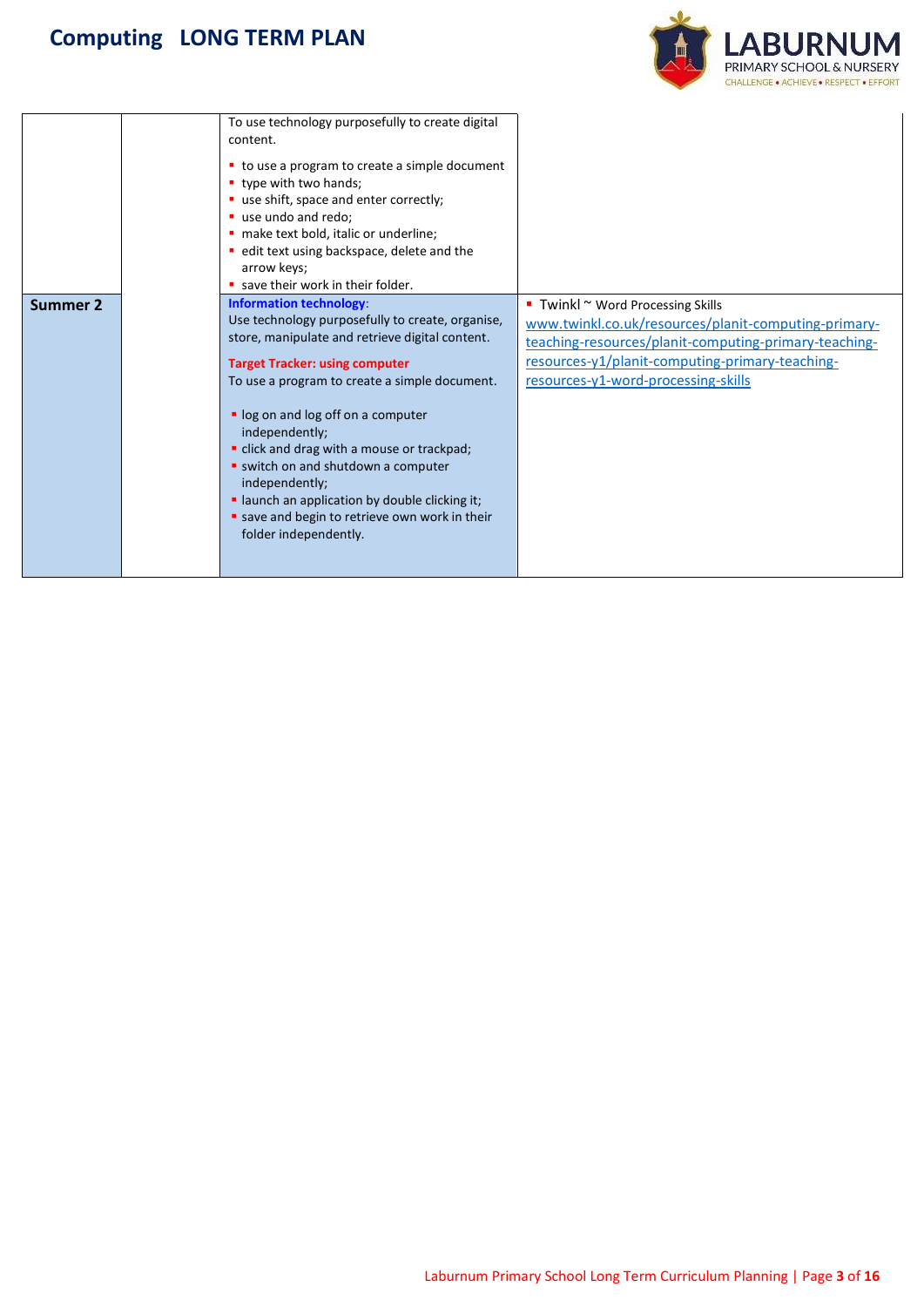| | | | |
|---|---|---|---|
| | | To use technology purposefully to create digital content.<br><br>▪ to use a program to create a simple document<br>▪ type with two hands;<br>▪ use shift, space and enter correctly;<br>▪ use undo and redo;<br>▪ make text bold, italic or underline;<br>▪ edit text using backspace, delete and the arrow keys;<br>▪ save their work in their folder. | |
| **Summer 2** | | **Information technology:**<br>Use technology purposefully to create, organise, store, manipulate and retrieve digital content.<br><br>**Target Tracker: using computer**<br>To use a program to create a simple document.<br><br>▪ log on and log off on a computer independently;<br>▪ click and drag with a mouse or trackpad;<br>▪ switch on and shutdown a computer independently;<br>▪ launch an application by double clicking it;<br>▪ save and begin to retrieve own work in their folder independently. | ▪ Twinkl ~ Word Processing Skills<br>www.twinkl.co.uk/resources/planit-computing-primary-teaching-resources/planit-computing-primary-teaching-resources-y1/planit-computing-primary-teaching-resources-y1-word-processing-skills |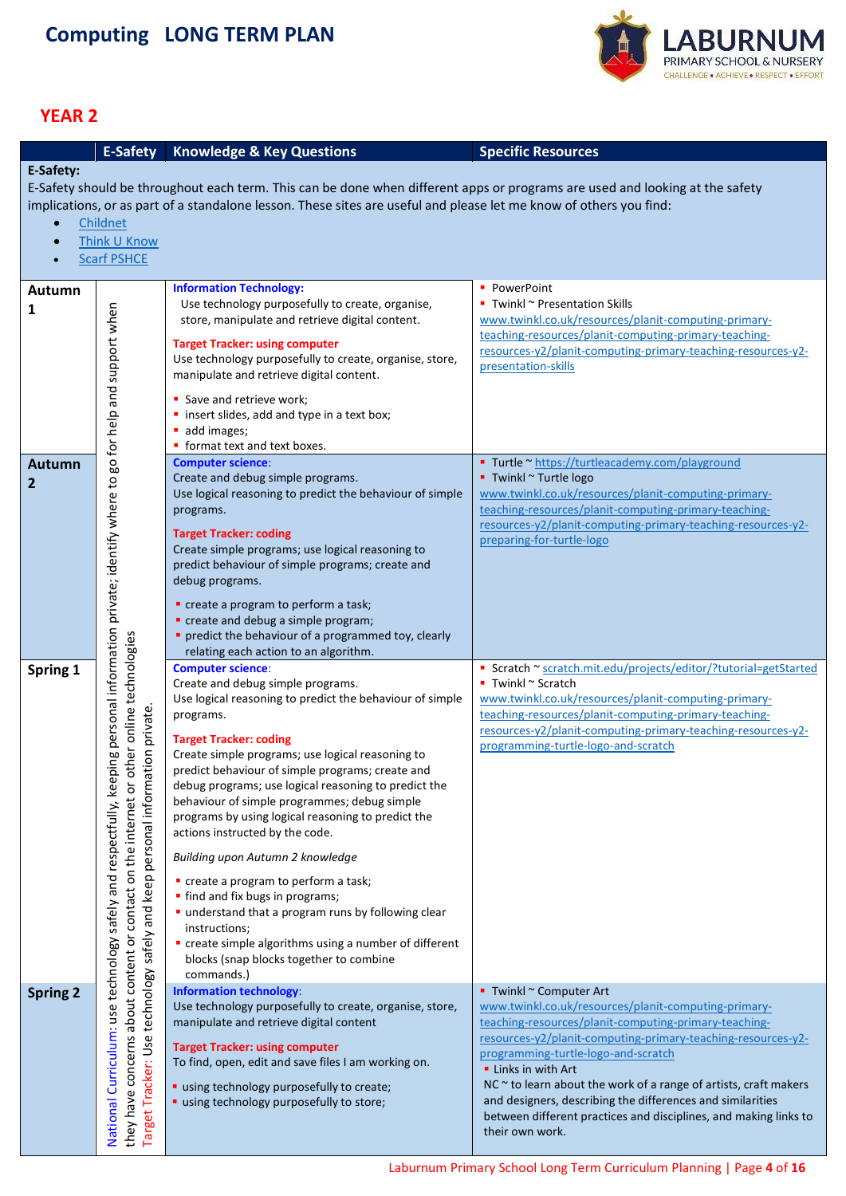# Computing LONG TERM PLAN

## YEAR 2

| | E-Safety | Knowledge & Key Questions | Specific Resources |
|---|---|---|---|
| **E-Safety:** E-Safety should be throughout each term. This can be done when different apps or programs are used and looking at the safety implications, or as part of a standalone lesson. These sites are useful and please let me know of others you find: • Childnet • Think U Know • Scarf PSHCE | | | |
| **Autumn 1** | National Curriculum: use technology safely and respectfully, keeping personal information private; identify where to go for help and support when they have concerns about content or contact on the internet or other online technologies. Target Tracker: Use technology safely and keep personal information private. | **Information Technology:** Use technology purposefully to create, organise, store, manipulate and retrieve digital content.<br><br>**Target Tracker: using computer** Use technology purposefully to create, organise, store, manipulate and retrieve digital content.<br><br>▪ Save and retrieve work;<br>▪ insert slides, add and type in a text box;<br>▪ add images;<br>▪ format text and text boxes. | ▪ PowerPoint<br>▪ Twinkl ~ Presentation Skills www.twinkl.co.uk/resources/planit-computing-primary-teaching-resources/planit-computing-primary-teaching-resources-y2/planit-computing-primary-teaching-resources-y2-presentation-skills |
| **Autumn 2** | | **Computer science:** Create and debug simple programs. Use logical reasoning to predict the behaviour of simple programs.<br><br>**Target Tracker: coding** Create simple programs; use logical reasoning to predict behaviour of simple programs; create and debug programs.<br><br>▪ create a program to perform a task;<br>▪ create and debug a simple program;<br>▪ predict the behaviour of a programmed toy, clearly relating each action to an algorithm. | ▪ Turtle ~ https://turtleacademy.com/playground<br>▪ Twinkl ~ Turtle logo www.twinkl.co.uk/resources/planit-computing-primary-teaching-resources/planit-computing-primary-teaching-resources-y2/planit-computing-primary-teaching-resources-y2-preparing-for-turtle-logo |
| **Spring 1** | | **Computer science:** Create and debug simple programs. Use logical reasoning to predict the behaviour of simple programs.<br><br>**Target Tracker: coding** Create simple programs; use logical reasoning to predict behaviour of simple programs; create and debug programs; use logical reasoning to predict the behaviour of simple programmes; debug simple programs by using logical reasoning to predict the actions instructed by the code.<br><br>*Building upon Autumn 2 knowledge*<br><br>▪ create a program to perform a task;<br>▪ find and fix bugs in programs;<br>▪ understand that a program runs by following clear instructions;<br>▪ create simple algorithms using a number of different blocks (snap blocks together to combine commands.) | ▪ Scratch ~ scratch.mit.edu/projects/editor/?tutorial=getStarted<br>▪ Twinkl ~ Scratch www.twinkl.co.uk/resources/planit-computing-primary-teaching-resources/planit-computing-primary-teaching-resources-y2/planit-computing-primary-teaching-resources-y2-programming-turtle-logo-and-scratch |
| **Spring 2** | | **Information technology:** Use technology purposefully to create, organise, store, manipulate and retrieve digital content<br><br>**Target Tracker: using computer** To find, open, edit and save files I am working on.<br><br>▪ using technology purposefully to create;<br>▪ using technology purposefully to store; | ▪ Twinkl ~ Computer Art www.twinkl.co.uk/resources/planit-computing-primary-teaching-resources/planit-computing-primary-teaching-resources-y2/planit-computing-primary-teaching-resources-y2-programming-turtle-logo-and-scratch<br>▪ Links in with Art NC ~ to learn about the work of a range of artists, craft makers and designers, describing the differences and similarities between different practices and disciplines, and making links to their own work. |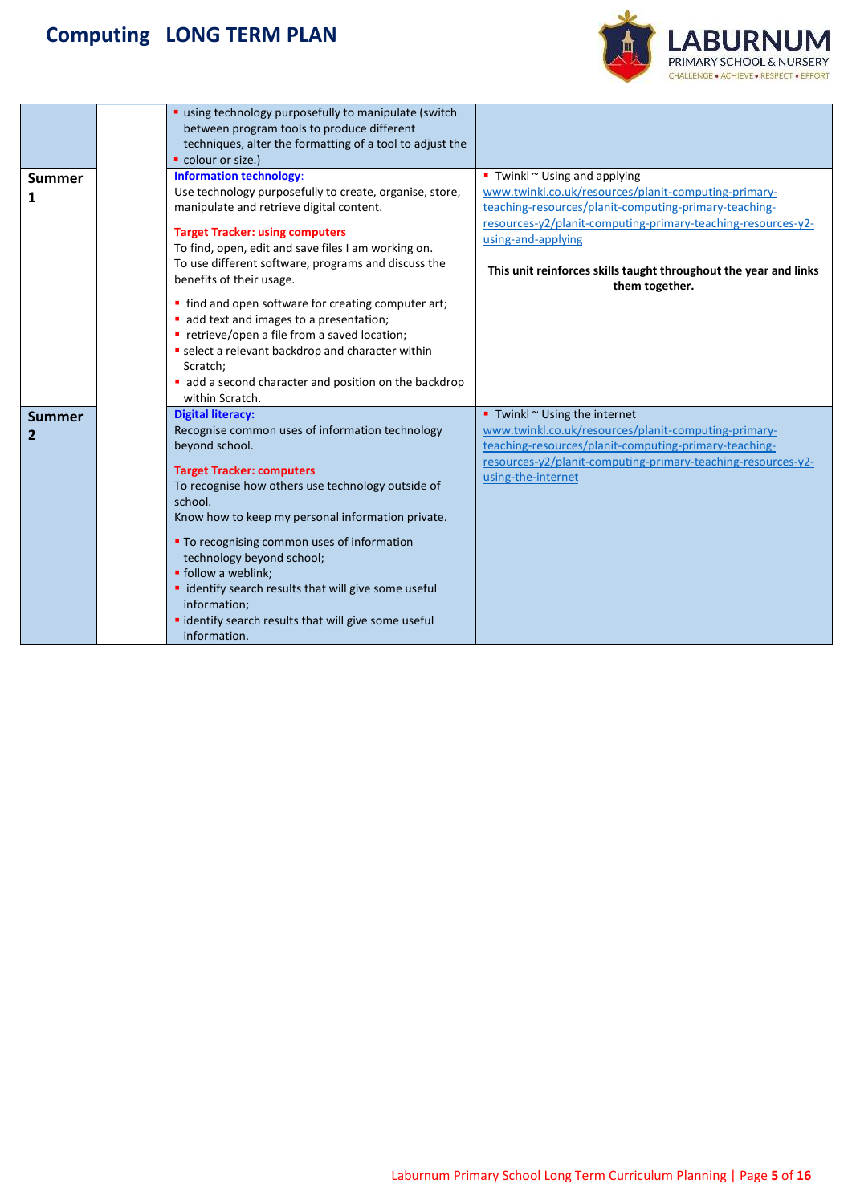# Computing LONG TERM PLAN

| | | | |
|---|---|---|---|
| | | ▪ using technology purposefully to manipulate (switch between program tools to produce different techniques, alter the formatting of a tool to adjust the<br>▪ colour or size.) | |
| **Summer 1** | | **Information technology**:<br>Use technology purposefully to create, organise, store, manipulate and retrieve digital content.<br><br>**Target Tracker: using computers**<br>To find, open, edit and save files I am working on.<br>To use different software, programs and discuss the benefits of their usage.<br><br>▪ find and open software for creating computer art;<br>▪ add text and images to a presentation;<br>▪ retrieve/open a file from a saved location;<br>▪ select a relevant backdrop and character within Scratch;<br>▪ add a second character and position on the backdrop within Scratch. | ▪ Twinkl ~ Using and applying<br>www.twinkl.co.uk/resources/planit-computing-primary-teaching-resources/planit-computing-primary-teaching-resources-y2/planit-computing-primary-teaching-resources-y2-using-and-applying<br><br>**This unit reinforces skills taught throughout the year and links them together.** |
| **Summer 2** | | **Digital literacy:**<br>Recognise common uses of information technology beyond school.<br><br>**Target Tracker: computers**<br>To recognise how others use technology outside of school.<br>Know how to keep my personal information private.<br><br>▪ To recognising common uses of information technology beyond school;<br>▪ follow a weblink;<br>▪ identify search results that will give some useful information;<br>▪ identify search results that will give some useful information. | ▪ Twinkl ~ Using the internet<br>www.twinkl.co.uk/resources/planit-computing-primary-teaching-resources/planit-computing-primary-teaching-resources-y2/planit-computing-primary-teaching-resources-y2-using-the-internet |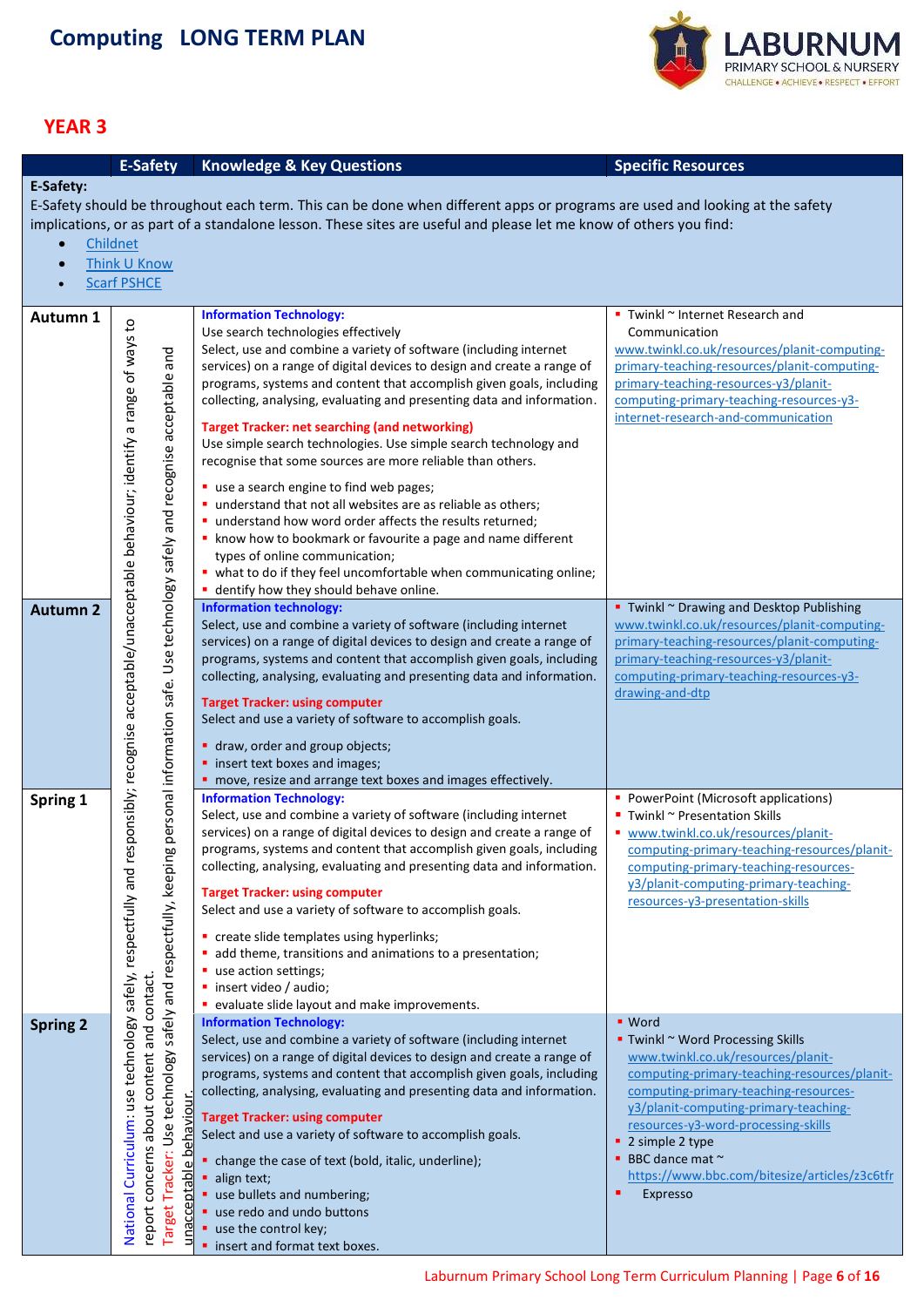# Computing LONG TERM PLAN

LABURNUM PRIMARY SCHOOL & NURSERY
CHALLENGE • ACHIEVE • RESPECT • EFFORT

## YEAR 3

| | E-Safety | Knowledge & Key Questions | Specific Resources |
|---|---|---|---|
| **E-Safety:** E-Safety should be throughout each term. This can be done when different apps or programs are used and looking at the safety implications, or as part of a standalone lesson. These sites are useful and please let me know of others you find: • Childnet • Think U Know • Scarf PSHCE | | | |
| **Autumn 1** | National Curriculum: use technology safely, respectfully and responsibly; recognise acceptable/unacceptable behaviour; identify a range of ways to report concerns about content and contact. Target Tracker: Use technology safely and respectfully, keeping personal information safe. Use technology safely and recognise acceptable and unacceptable behaviour. | **Information Technology:** Use search technologies effectively. Select, use and combine a variety of software (including internet services) on a range of digital devices to design and create a range of programs, systems and content that accomplish given goals, including collecting, analysing, evaluating and presenting data and information. **Target Tracker: net searching (and networking)** Use simple search technologies. Use simple search technology and recognise that some sources are more reliable than others. • use a search engine to find web pages; • understand that not all websites are as reliable as others; • understand how word order affects the results returned; • know how to bookmark or favourite a page and name different types of online communication; • what to do if they feel uncomfortable when communicating online; • dentify how they should behave online. | • Twinkl ~ Internet Research and Communication www.twinkl.co.uk/resources/planit-computing-primary-teaching-resources/planit-computing-primary-teaching-resources-y3/planit-computing-primary-teaching-resources-y3-internet-research-and-communication |
| **Autumn 2** | | **Information technology:** Select, use and combine a variety of software (including internet services) on a range of digital devices to design and create a range of programs, systems and content that accomplish given goals, including collecting, analysing, evaluating and presenting data and information. **Target Tracker: using computer** Select and use a variety of software to accomplish goals. • draw, order and group objects; • insert text boxes and images; • move, resize and arrange text boxes and images effectively. | • Twinkl ~ Drawing and Desktop Publishing www.twinkl.co.uk/resources/planit-computing-primary-teaching-resources/planit-computing-primary-teaching-resources-y3/planit-computing-primary-teaching-resources-y3-drawing-and-dtp |
| **Spring 1** | | **Information Technology:** Select, use and combine a variety of software (including internet services) on a range of digital devices to design and create a range of programs, systems and content that accomplish given goals, including collecting, analysing, evaluating and presenting data and information. **Target Tracker: using computer** Select and use a variety of software to accomplish goals. • create slide templates using hyperlinks; • add theme, transitions and animations to a presentation; • use action settings; • insert video / audio; • evaluate slide layout and make improvements. | • PowerPoint (Microsoft applications) • Twinkl ~ Presentation Skills • www.twinkl.co.uk/resources/planit-computing-primary-teaching-resources/planit-computing-primary-teaching-resources-y3/planit-computing-primary-teaching-resources-y3-presentation-skills |
| **Spring 2** | | **Information Technology:** Select, use and combine a variety of software (including internet services) on a range of digital devices to design and create a range of programs, systems and content that accomplish given goals, including collecting, analysing, evaluating and presenting data and information. **Target Tracker: using computer** Select and use a variety of software to accomplish goals. • change the case of text (bold, italic, underline); • align text; • use bullets and numbering; • use redo and undo buttons • use the control key; • insert and format text boxes. | • Word • Twinkl ~ Word Processing Skills www.twinkl.co.uk/resources/planit-computing-primary-teaching-resources/planit-computing-primary-teaching-resources-y3/planit-computing-primary-teaching-resources-y3-word-processing-skills • 2 simple 2 type • BBC dance mat ~ https://www.bbc.com/bitesize/articles/z3c6tfr • Expresso |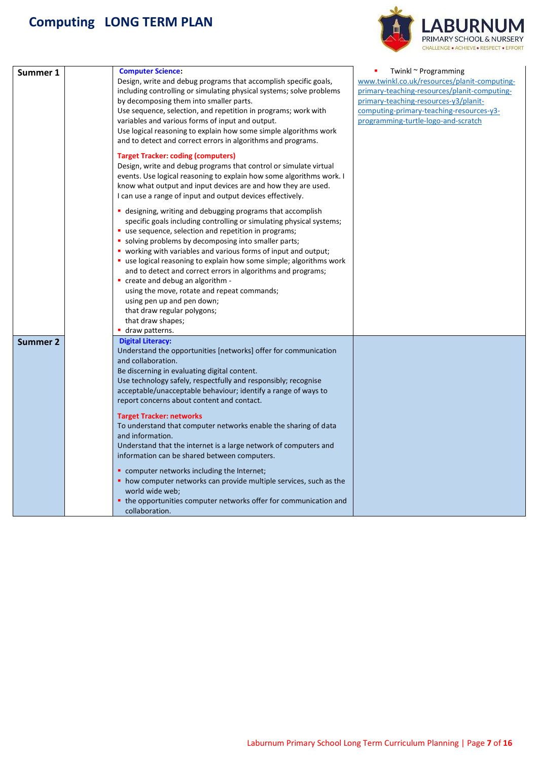# Computing LONG TERM PLAN

| | | | |
|---|---|---|---|
| **Summer 1** | | **Computer Science:**<br>Design, write and debug programs that accomplish specific goals, including controlling or simulating physical systems; solve problems by decomposing them into smaller parts.<br>Use sequence, selection, and repetition in programs; work with variables and various forms of input and output.<br>Use logical reasoning to explain how some simple algorithms work and to detect and correct errors in algorithms and programs.<br><br>**Target Tracker: coding (computers)**<br>Design, write and debug programs that control or simulate virtual events. Use logical reasoning to explain how some algorithms work. I know what output and input devices are and how they are used.<br>I can use a range of input and output devices effectively.<br><br>• designing, writing and debugging programs that accomplish specific goals including controlling or simulating physical systems;<br>• use sequence, selection and repetition in programs;<br>• solving problems by decomposing into smaller parts;<br>• working with variables and various forms of input and output;<br>• use logical reasoning to explain how some simple; algorithms work and to detect and correct errors in algorithms and programs;<br>• create and debug an algorithm - using the move, rotate and repeat commands; using pen up and pen down; that draw regular polygons; that draw shapes;<br>• draw patterns. | • Twinkl ~ Programming [www.twinkl.co.uk/resources/planit-computing-primary-teaching-resources/planit-computing-primary-teaching-resources-y3/planit-computing-primary-teaching-resources-y3-programming-turtle-logo-and-scratch](www.twinkl.co.uk/resources/planit-computing-primary-teaching-resources/planit-computing-primary-teaching-resources-y3/planit-computing-primary-teaching-resources-y3-programming-turtle-logo-and-scratch) |
| **Summer 2** | | **Digital Literacy:**<br>Understand the opportunities [networks] offer for communication and collaboration.<br>Be discerning in evaluating digital content.<br>Use technology safely, respectfully and responsibly; recognise acceptable/unacceptable behaviour; identify a range of ways to report concerns about content and contact.<br><br>**Target Tracker: networks**<br>To understand that computer networks enable the sharing of data and information.<br>Understand that the internet is a large network of computers and information can be shared between computers.<br><br>• computer networks including the Internet;<br>• how computer networks can provide multiple services, such as the world wide web;<br>• the opportunities computer networks offer for communication and collaboration. | |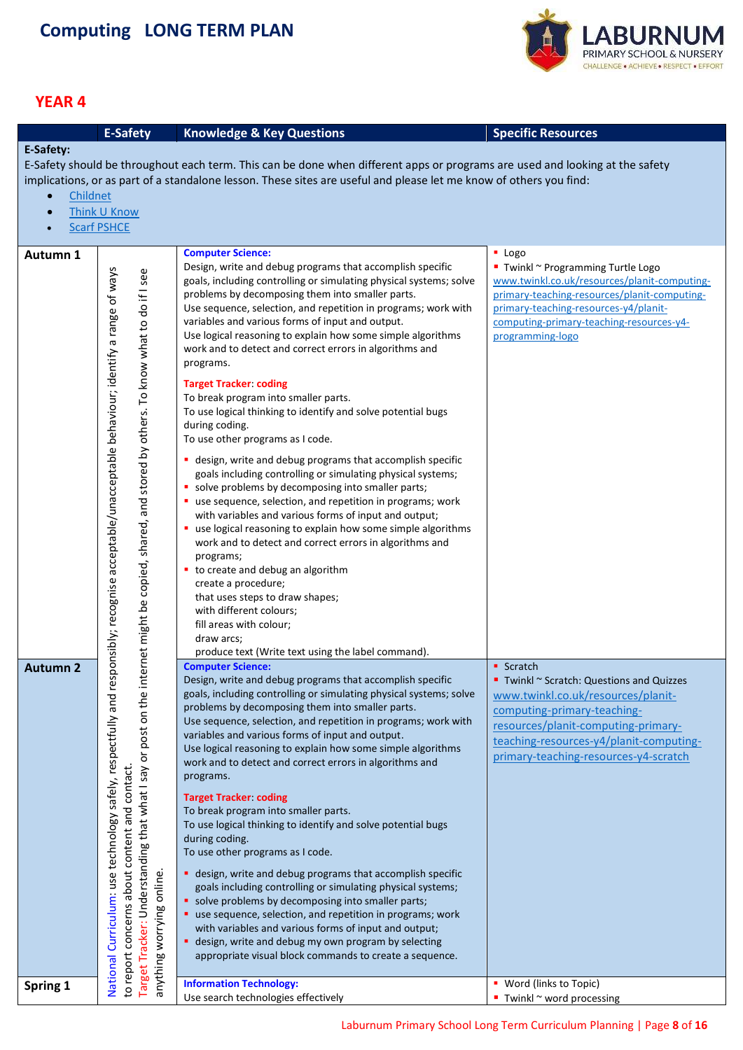# Computing LONG TERM PLAN

## YEAR 4

| | E-Safety | Knowledge & Key Questions | Specific Resources |
|---|---|---|---|
| **E-Safety:**<br>E-Safety should be throughout each term. This can be done when different apps or programs are used and looking at the safety implications, or as part of a standalone lesson. These sites are useful and please let me know of others you find:<br>• Childnet<br>• Think U Know<br>• Scarf PSHCE | | | |
| **Autumn 1** | National Curriculum: use technology safely, respectfully and responsibly; recognise acceptable/unacceptable behaviour; identify a range of ways to report concerns about content and contact.<br>Target Tracker: Understanding that what I say or post on the internet might be copied, shared, and stored by others. To know what to do if I see anything worrying online. | **Computer Science:**<br>Design, write and debug programs that accomplish specific goals, including controlling or simulating physical systems; solve problems by decomposing them into smaller parts.<br>Use sequence, selection, and repetition in programs; work with variables and various forms of input and output.<br>Use logical reasoning to explain how some simple algorithms work and to detect and correct errors in algorithms and programs.<br><br>**Target Tracker: coding**<br>To break program into smaller parts.<br>To use logical thinking to identify and solve potential bugs during coding.<br>To use other programs as I code.<br><br>▪ design, write and debug programs that accomplish specific goals including controlling or simulating physical systems;<br>▪ solve problems by decomposing into smaller parts;<br>▪ use sequence, selection, and repetition in programs; work with variables and various forms of input and output;<br>▪ use logical reasoning to explain how some simple algorithms work and to detect and correct errors in algorithms and programs;<br>▪ to create and debug an algorithm<br>create a procedure;<br>that uses steps to draw shapes;<br>with different colours;<br>fill areas with colour;<br>draw arcs;<br>produce text (Write text using the label command). | ▪ Logo<br>▪ Twinkl ~ Programming Turtle Logo<br>www.twinkl.co.uk/resources/planit-computing-primary-teaching-resources/planit-computing-primary-teaching-resources-y4/planit-computing-primary-teaching-resources-y4-programming-logo |
| **Autumn 2** | | **Computer Science:**<br>Design, write and debug programs that accomplish specific goals, including controlling or simulating physical systems; solve problems by decomposing them into smaller parts.<br>Use sequence, selection, and repetition in programs; work with variables and various forms of input and output.<br>Use logical reasoning to explain how some simple algorithms work and to detect and correct errors in algorithms and programs.<br><br>**Target Tracker: coding**<br>To break program into smaller parts.<br>To use logical thinking to identify and solve potential bugs during coding.<br>To use other programs as I code.<br><br>▪ design, write and debug programs that accomplish specific goals including controlling or simulating physical systems;<br>▪ solve problems by decomposing into smaller parts;<br>▪ use sequence, selection, and repetition in programs; work with variables and various forms of input and output;<br>▪ design, write and debug my own program by selecting appropriate visual block commands to create a sequence. | ▪ Scratch<br>▪ Twinkl ~ Scratch: Questions and Quizzes<br>www.twinkl.co.uk/resources/planit-computing-primary-teaching-resources/planit-computing-primary-teaching-resources-y4/planit-computing-primary-teaching-resources-y4-scratch |
| **Spring 1** | | **Information Technology:**<br>Use search technologies effectively | ▪ Word (links to Topic)<br>▪ Twinkl ~ word processing |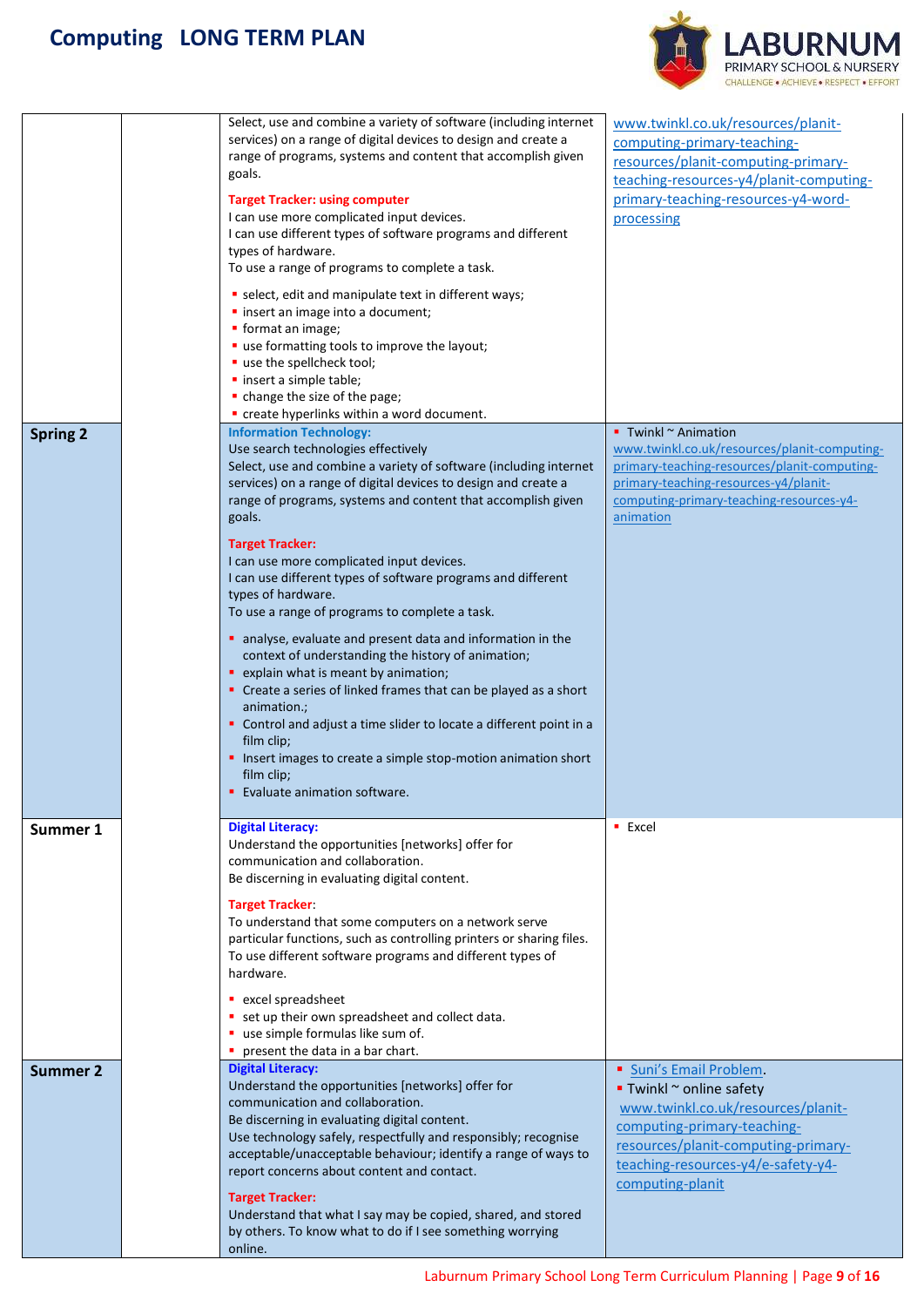# Computing LONG TERM PLAN

| | | | |
|---|---|---|---|
| | | Select, use and combine a variety of software (including internet services) on a range of digital devices to design and create a range of programs, systems and content that accomplish given goals.<br><br>**Target Tracker: using computer**<br>I can use more complicated input devices.<br>I can use different types of software programs and different types of hardware.<br>To use a range of programs to complete a task.<br><br>▪ select, edit and manipulate text in different ways;<br>▪ insert an image into a document;<br>▪ format an image;<br>▪ use formatting tools to improve the layout;<br>▪ use the spellcheck tool;<br>▪ insert a simple table;<br>▪ change the size of the page;<br>▪ create hyperlinks within a word document. | www.twinkl.co.uk/resources/planit-computing-primary-teaching-resources/planit-computing-primary-teaching-resources-y4/planit-computing-primary-teaching-resources-y4-word-processing |
| **Spring 2** | | **Information Technology:**<br>Use search technologies effectively<br>Select, use and combine a variety of software (including internet services) on a range of digital devices to design and create a range of programs, systems and content that accomplish given goals.<br><br>**Target Tracker:**<br>I can use more complicated input devices.<br>I can use different types of software programs and different types of hardware.<br>To use a range of programs to complete a task.<br><br>▪ analyse, evaluate and present data and information in the context of understanding the history of animation;<br>▪ explain what is meant by animation;<br>▪ Create a series of linked frames that can be played as a short animation.;<br>▪ Control and adjust a time slider to locate a different point in a film clip;<br>▪ Insert images to create a simple stop-motion animation short film clip;<br>▪ Evaluate animation software. | ▪ Twinkl ~ Animation<br>www.twinkl.co.uk/resources/planit-computing-primary-teaching-resources/planit-computing-primary-teaching-resources-y4/planit-computing-primary-teaching-resources-y4-animation |
| **Summer 1** | | **Digital Literacy:**<br>Understand the opportunities [networks] offer for communication and collaboration.<br>Be discerning in evaluating digital content.<br><br>**Target Tracker**:<br>To understand that some computers on a network serve particular functions, such as controlling printers or sharing files.<br>To use different software programs and different types of hardware.<br><br>▪ excel spreadsheet<br>▪ set up their own spreadsheet and collect data.<br>▪ use simple formulas like sum of.<br>▪ present the data in a bar chart. | ▪ Excel |
| **Summer 2** | | **Digital Literacy:**<br>Understand the opportunities [networks] offer for communication and collaboration.<br>Be discerning in evaluating digital content.<br>Use technology safely, respectfully and responsibly; recognise acceptable/unacceptable behaviour; identify a range of ways to report concerns about content and contact.<br><br>**Target Tracker:**<br>Understand that what I say may be copied, shared, and stored by others. To know what to do if I see something worrying online. | ▪ Suni's Email Problem.<br>▪ Twinkl ~ online safety<br>www.twinkl.co.uk/resources/planit-computing-primary-teaching-resources/planit-computing-primary-teaching-resources-y4/e-safety-y4-computing-planit |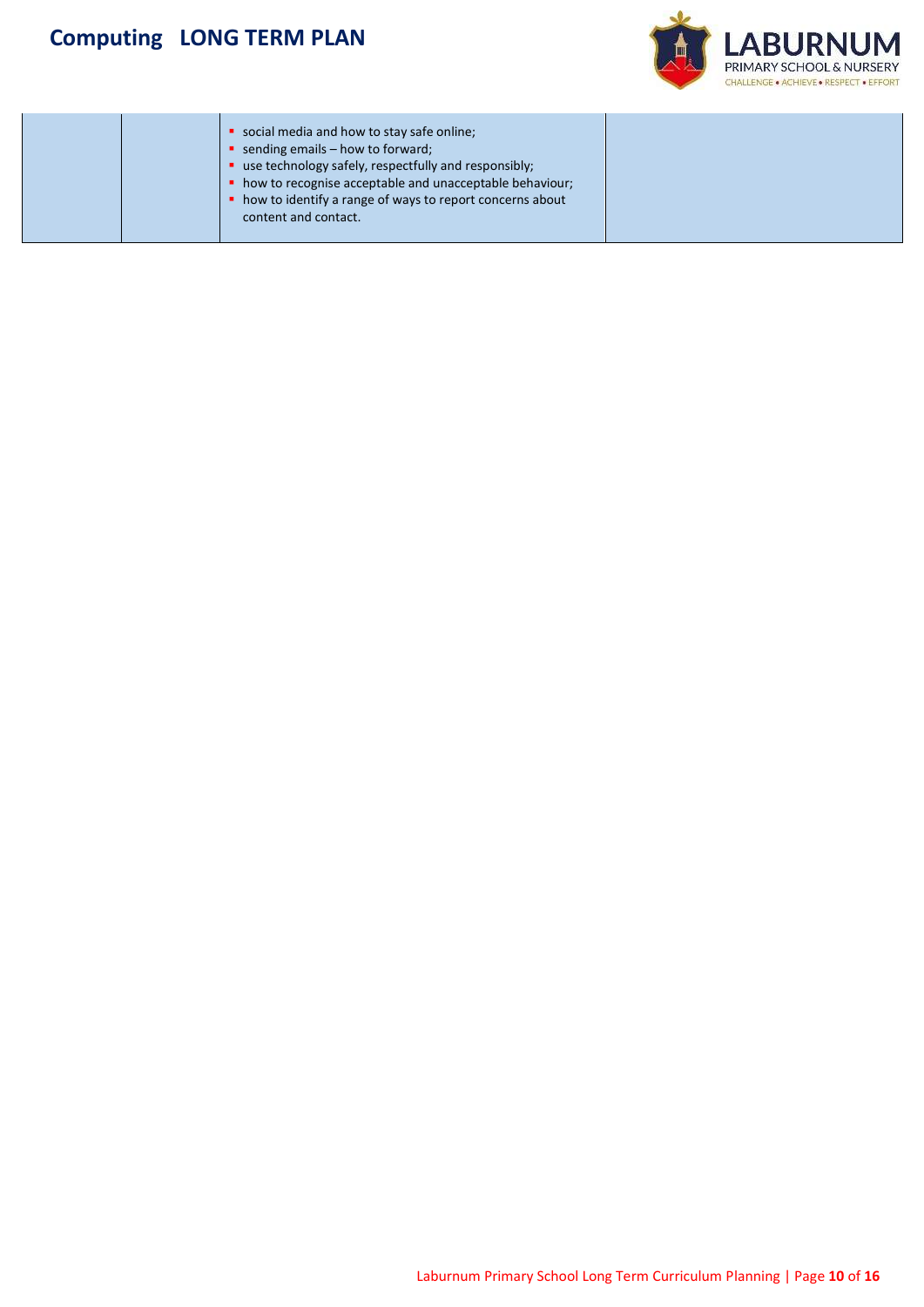| | | | |
|---|---|---|---|
| | | - social media and how to stay safe online;<br>- sending emails – how to forward;<br>- use technology safely, respectfully and responsibly;<br>- how to recognise acceptable and unacceptable behaviour;<br>- how to identify a range of ways to report concerns about content and contact. | |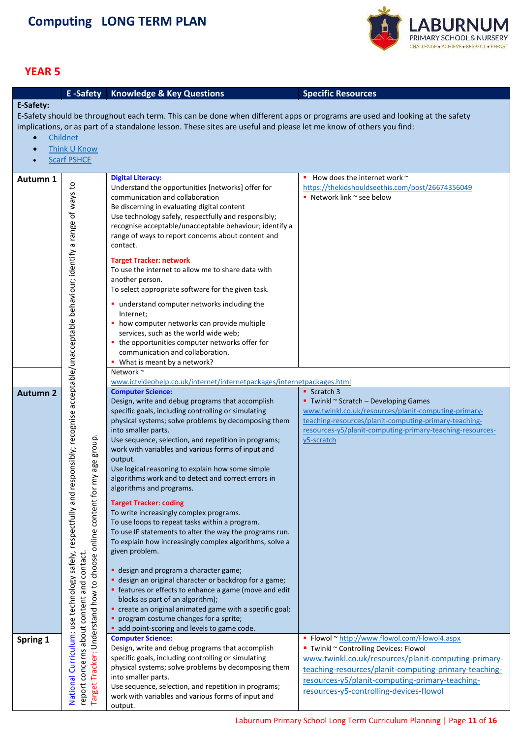# Computing LONG TERM PLAN

## YEAR 5

| | E -Safety | Knowledge & Key Questions | Specific Resources |
|---|---|---|---|
| **E-Safety:**<br>E-Safety should be throughout each term. This can be done when different apps or programs are used and looking at the safety implications, or as part of a standalone lesson. These sites are useful and please let me know of others you find:<br>• Childnet<br>• Think U Know<br>• Scarf PSHCE | | | |
| **Autumn 1** | National Curriculum: use technology safely, respectfully and responsibly; recognise acceptable/unacceptable behaviour; identify a range of ways to report concerns about content and contact.<br>Target Tracker: Understand how to choose online content for my age group. | **Digital Literacy:**<br>Understand the opportunities [networks] offer for communication and collaboration<br>Be discerning in evaluating digital content<br>Use technology safely, respectfully and responsibly; recognise acceptable/unacceptable behaviour; identify a range of ways to report concerns about content and contact.<br><br>**Target Tracker: network**<br>To use the internet to allow me to share data with another person.<br>To select appropriate software for the given task.<br><br>▪ understand computer networks including the Internet;<br>▪ how computer networks can provide multiple services, such as the world wide web;<br>▪ the opportunities computer networks offer for communication and collaboration.<br>▪ What is meant by a network? | ▪ How does the internet work ~ https://thekidshouldseethis.com/post/26674356049<br>▪ Network link ~ see below |
| | | Network ~ www.ictvideohelp.co.uk/internet/internetpackages/internetpackages.html | |
| **Autumn 2** | | **Computer Science:**<br>Design, write and debug programs that accomplish specific goals, including controlling or simulating physical systems; solve problems by decomposing them into smaller parts.<br>Use sequence, selection, and repetition in programs; work with variables and various forms of input and output.<br>Use logical reasoning to explain how some simple algorithms work and to detect and correct errors in algorithms and programs.<br><br>**Target Tracker: coding**<br>To write increasingly complex programs.<br>To use loops to repeat tasks within a program.<br>To use IF statements to alter the way the programs run.<br>To explain how increasingly complex algorithms, solve a given problem.<br><br>▪ design and program a character game;<br>▪ design an original character or backdrop for a game;<br>▪ features or effects to enhance a game (move and edit blocks as part of an algorithm);<br>▪ create an original animated game with a specific goal;<br>▪ program costume changes for a sprite;<br>▪ add point-scoring and levels to game code. | ▪ Scratch 3<br>▪ Twinkl ~ Scratch – Developing Games www.twinkl.co.uk/resources/planit-computing-primary-teaching-resources/planit-computing-primary-teaching-resources-y5/planit-computing-primary-teaching-resources-y5-scratch |
| **Spring 1** | | **Computer Science:**<br>Design, write and debug programs that accomplish specific goals, including controlling or simulating physical systems; solve problems by decomposing them into smaller parts.<br>Use sequence, selection, and repetition in programs; work with variables and various forms of input and output. | ▪ Flowol ~ http://www.flowol.com/Flowol4.aspx<br>▪ Twinkl ~ Controlling Devices: Flowol www.twinkl.co.uk/resources/planit-computing-primary-teaching-resources/planit-computing-primary-teaching-resources-y5/planit-computing-primary-teaching-resources-y5-controlling-devices-flowol |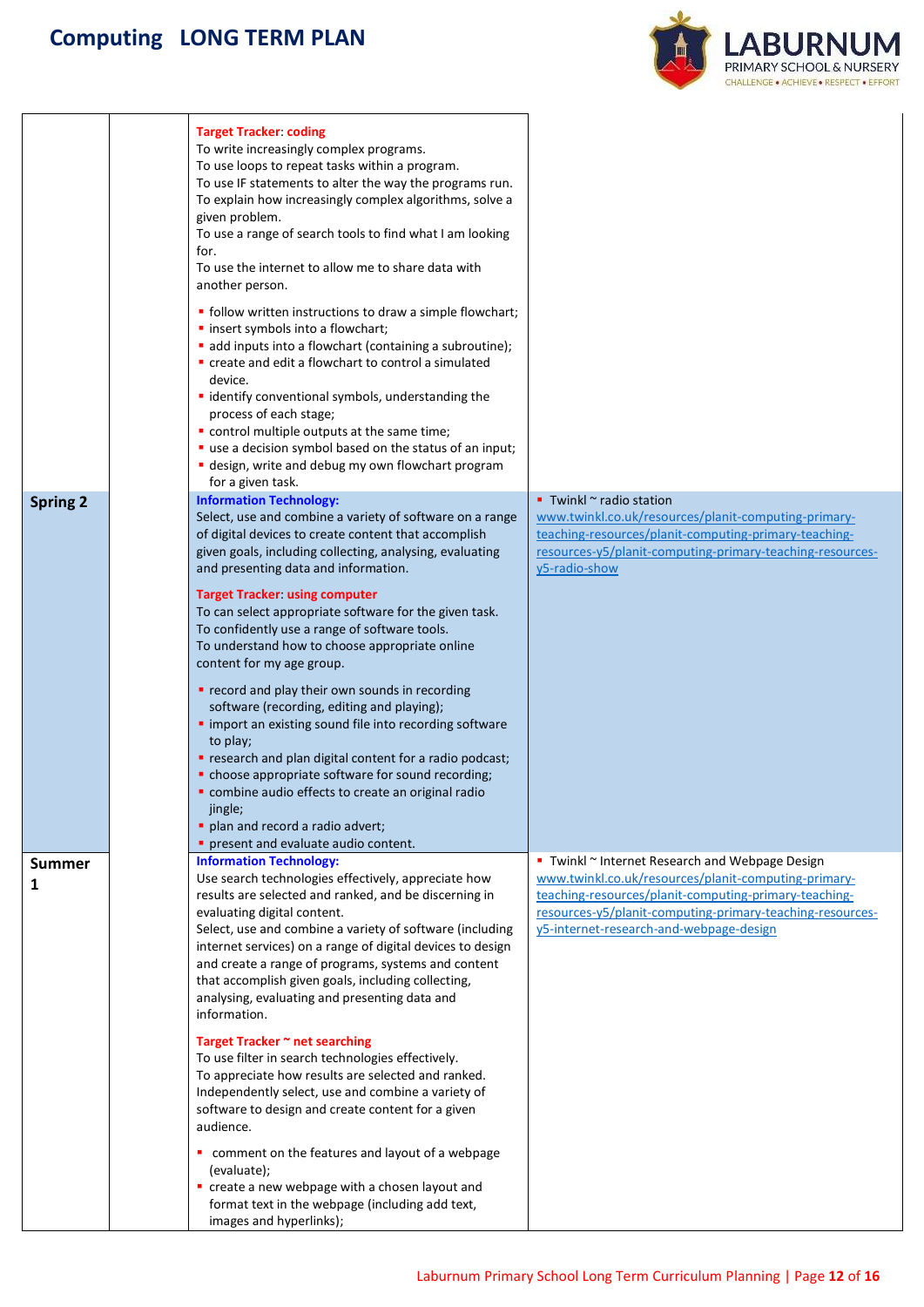# Computing LONG TERM PLAN

| | | | |
|---|---|---|---|
| | | **Target Tracker: coding**<br>To write increasingly complex programs.<br>To use loops to repeat tasks within a program.<br>To use IF statements to alter the way the programs run.<br>To explain how increasingly complex algorithms, solve a given problem.<br>To use a range of search tools to find what I am looking for.<br>To use the internet to allow me to share data with another person.<br><br>▪ follow written instructions to draw a simple flowchart;<br>▪ insert symbols into a flowchart;<br>▪ add inputs into a flowchart (containing a subroutine);<br>▪ create and edit a flowchart to control a simulated device.<br>▪ identify conventional symbols, understanding the process of each stage;<br>▪ control multiple outputs at the same time;<br>▪ use a decision symbol based on the status of an input;<br>▪ design, write and debug my own flowchart program for a given task. | |
| **Spring 2** | | **Information Technology:**<br>Select, use and combine a variety of software on a range of digital devices to create content that accomplish given goals, including collecting, analysing, evaluating and presenting data and information.<br><br>**Target Tracker: using computer**<br>To can select appropriate software for the given task.<br>To confidently use a range of software tools.<br>To understand how to choose appropriate online content for my age group.<br><br>▪ record and play their own sounds in recording software (recording, editing and playing);<br>▪ import an existing sound file into recording software to play;<br>▪ research and plan digital content for a radio podcast;<br>▪ choose appropriate software for sound recording;<br>▪ combine audio effects to create an original radio jingle;<br>▪ plan and record a radio advert;<br>▪ present and evaluate audio content. | ▪ Twinkl ~ radio station<br>www.twinkl.co.uk/resources/planit-computing-primary-teaching-resources/planit-computing-primary-teaching-resources-y5/planit-computing-primary-teaching-resources-y5-radio-show |
| **Summer 1** | | **Information Technology:**<br>Use search technologies effectively, appreciate how results are selected and ranked, and be discerning in evaluating digital content.<br>Select, use and combine a variety of software (including internet services) on a range of digital devices to design and create a range of programs, systems and content that accomplish given goals, including collecting, analysing, evaluating and presenting data and information.<br><br>**Target Tracker ~ net searching**<br>To use filter in search technologies effectively.<br>To appreciate how results are selected and ranked.<br>Independently select, use and combine a variety of software to design and create content for a given audience.<br><br>▪ comment on the features and layout of a webpage (evaluate);<br>▪ create a new webpage with a chosen layout and format text in the webpage (including add text, images and hyperlinks); | ▪ Twinkl ~ Internet Research and Webpage Design<br>www.twinkl.co.uk/resources/planit-computing-primary-teaching-resources/planit-computing-primary-teaching-resources-y5/planit-computing-primary-teaching-resources-y5-internet-research-and-webpage-design |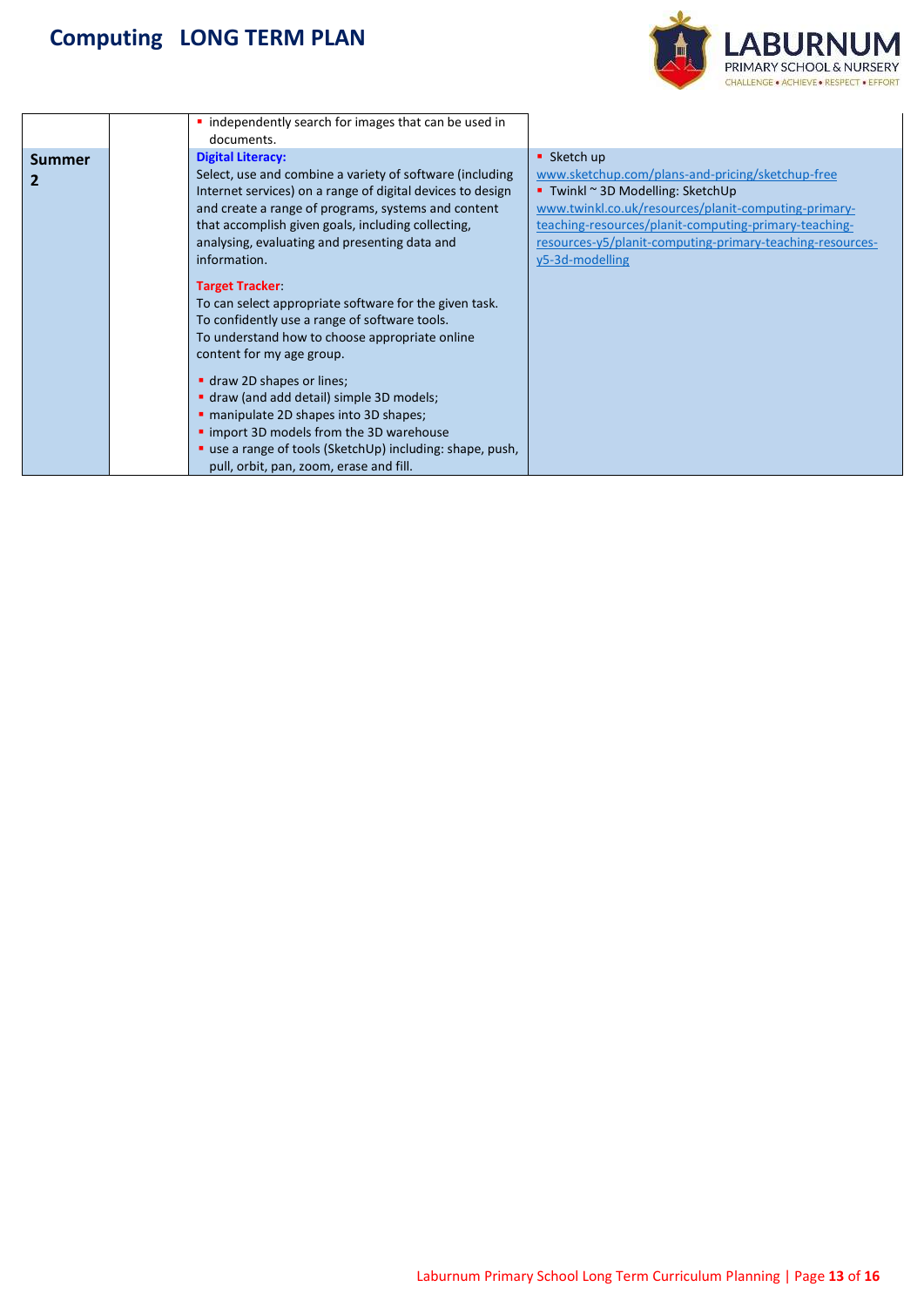# Computing LONG TERM PLAN

| | | | |
|---|---|---|---|
| | | ▪ independently search for images that can be used in documents. | |
| **Summer 2** | | **Digital Literacy:**<br>Select, use and combine a variety of software (including Internet services) on a range of digital devices to design and create a range of programs, systems and content that accomplish given goals, including collecting, analysing, evaluating and presenting data and information.<br><br>**Target Tracker**:<br>To can select appropriate software for the given task.<br>To confidently use a range of software tools.<br>To understand how to choose appropriate online content for my age group.<br><br>▪ draw 2D shapes or lines;<br>▪ draw (and add detail) simple 3D models;<br>▪ manipulate 2D shapes into 3D shapes;<br>▪ import 3D models from the 3D warehouse<br>▪ use a range of tools (SketchUp) including: shape, push, pull, orbit, pan, zoom, erase and fill. | ▪ Sketch up<br>www.sketchup.com/plans-and-pricing/sketchup-free<br>▪ Twinkl ~ 3D Modelling: SketchUp<br>www.twinkl.co.uk/resources/planit-computing-primary-teaching-resources/planit-computing-primary-teaching-resources-y5/planit-computing-primary-teaching-resources-y5-3d-modelling |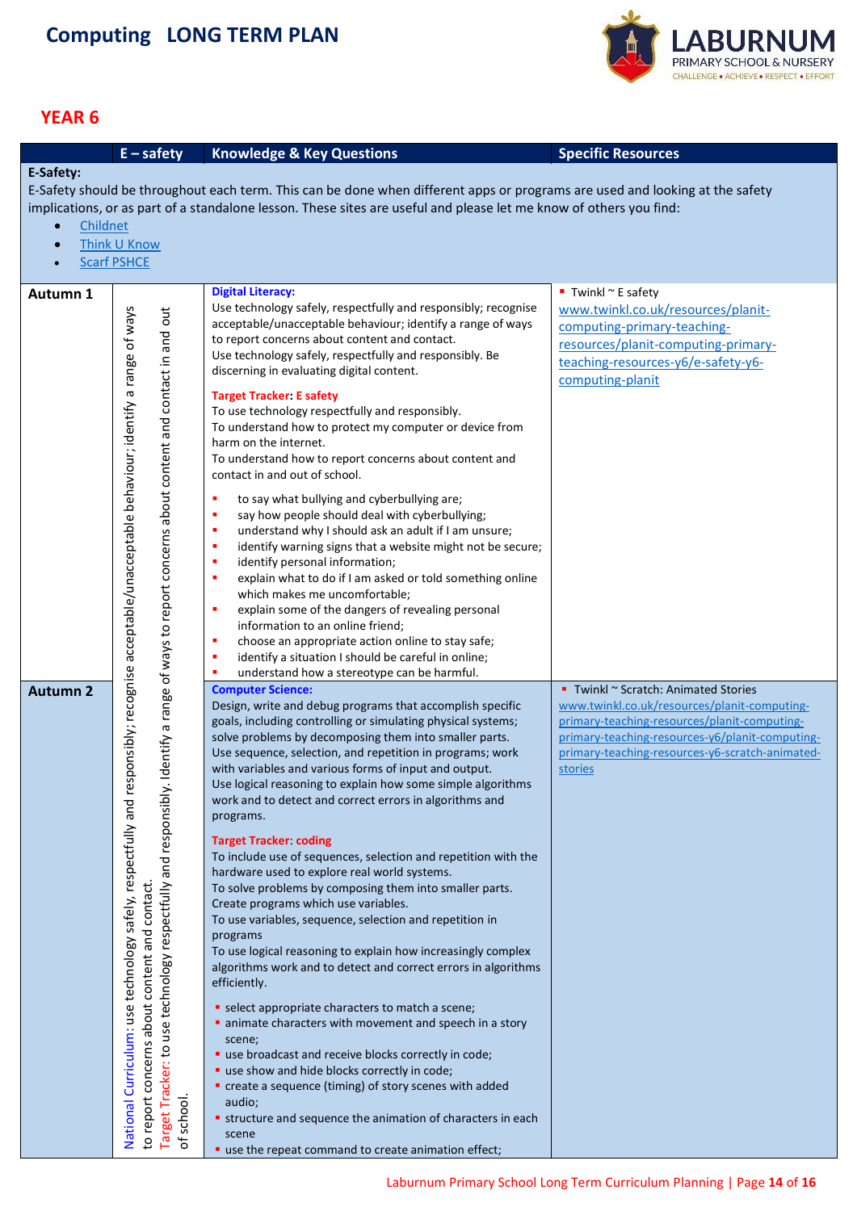# Computing LONG TERM PLAN

LABURNUM PRIMARY SCHOOL & NURSERY
CHALLENGE • ACHIEVE • RESPECT • EFFORT

## YEAR 6

| | E – safety | Knowledge & Key Questions | Specific Resources |
|---|---|---|---|
| **E-Safety:**<br>E-Safety should be throughout each term. This can be done when different apps or programs are used and looking at the safety implications, or as part of a standalone lesson. These sites are useful and please let me know of others you find:<br>• Childnet<br>• Think U Know<br>• Scarf PSHCE | | | |
| **Autumn 1** | National Curriculum: use technology safely, respectfully and responsibly; recognise acceptable/unacceptable behaviour; identify a range of ways to report concerns about content and contact.<br>Target Tracker: to use technology respectfully and responsibly. Identify a range of ways to report concerns about content and contact in and out of school. | **Digital Literacy:**<br>Use technology safely, respectfully and responsibly; recognise acceptable/unacceptable behaviour; identify a range of ways to report concerns about content and contact.<br>Use technology safely, respectfully and responsibly. Be discerning in evaluating digital content.<br>**Target Tracker: E safety**<br>To use technology respectfully and responsibly.<br>To understand how to protect my computer or device from harm on the internet.<br>To understand how to report concerns about content and contact in and out of school.<br>▪ to say what bullying and cyberbullying are;<br>▪ say how people should deal with cyberbullying;<br>▪ understand why I should ask an adult if I am unsure;<br>▪ identify warning signs that a website might not be secure;<br>▪ identify personal information;<br>▪ explain what to do if I am asked or told something online which makes me uncomfortable;<br>▪ explain some of the dangers of revealing personal information to an online friend;<br>▪ choose an appropriate action online to stay safe;<br>▪ identify a situation I should be careful in online;<br>▪ understand how a stereotype can be harmful. | ▪ Twinkl ~ E safety<br>www.twinkl.co.uk/resources/planit-computing-primary-teaching-resources/planit-computing-primary-teaching-resources-y6/e-safety-y6-computing-planit |
| **Autumn 2** | | **Computer Science:**<br>Design, write and debug programs that accomplish specific goals, including controlling or simulating physical systems; solve problems by decomposing them into smaller parts.<br>Use sequence, selection, and repetition in programs; work with variables and various forms of input and output.<br>Use logical reasoning to explain how some simple algorithms work and to detect and correct errors in algorithms and programs.<br>**Target Tracker: coding**<br>To include use of sequences, selection and repetition with the hardware used to explore real world systems.<br>To solve problems by composing them into smaller parts.<br>Create programs which use variables.<br>To use variables, sequence, selection and repetition in programs<br>To use logical reasoning to explain how increasingly complex algorithms work and to detect and correct errors in algorithms efficiently.<br>▪ select appropriate characters to match a scene;<br>▪ animate characters with movement and speech in a story scene;<br>▪ use broadcast and receive blocks correctly in code;<br>▪ use show and hide blocks correctly in code;<br>▪ create a sequence (timing) of story scenes with added audio;<br>▪ structure and sequence the animation of characters in each scene<br>▪ use the repeat command to create animation effect; | ▪ Twinkl ~ Scratch: Animated Stories<br>www.twinkl.co.uk/resources/planit-computing-primary-teaching-resources/planit-computing-primary-teaching-resources-y6/planit-computing-primary-teaching-resources-y6-scratch-animated-stories |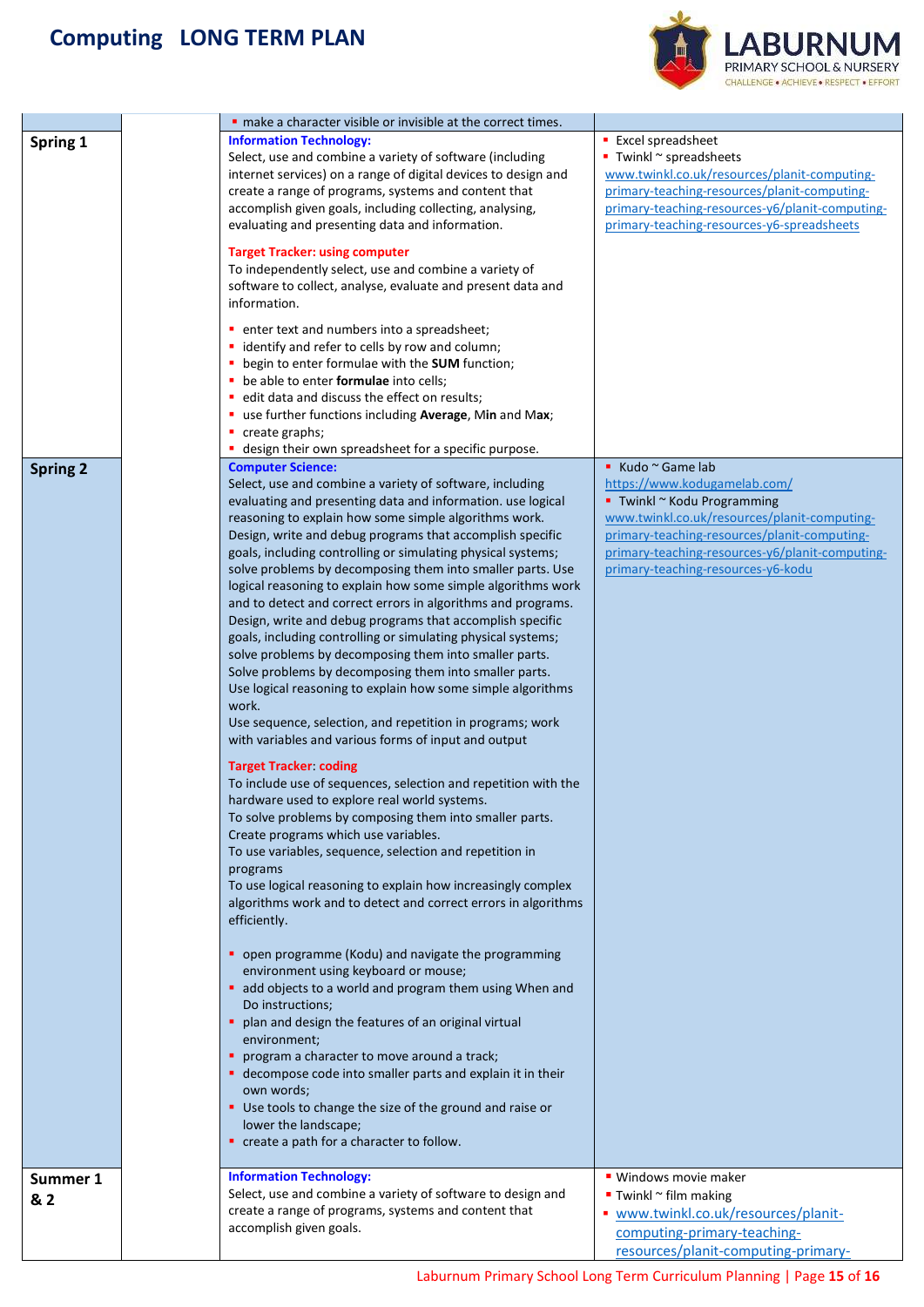# Computing LONG TERM PLAN

| | | | |
|---|---|---|---|
| | | ▪ make a character visible or invisible at the correct times. | |
| **Spring 1** | | **Information Technology:**<br>Select, use and combine a variety of software (including internet services) on a range of digital devices to design and create a range of programs, systems and content that accomplish given goals, including collecting, analysing, evaluating and presenting data and information.<br><br>**Target Tracker: using computer**<br>To independently select, use and combine a variety of software to collect, analyse, evaluate and present data and information.<br><br>▪ enter text and numbers into a spreadsheet;<br>▪ identify and refer to cells by row and column;<br>▪ begin to enter formulae with the **SUM** function;<br>▪ be able to enter **formulae** into cells;<br>▪ edit data and discuss the effect on results;<br>▪ use further functions including **Average**, Min and M**ax**;<br>▪ create graphs;<br>▪ design their own spreadsheet for a specific purpose. | ▪ Excel spreadsheet<br>▪ Twinkl ~ spreadsheets<br>www.twinkl.co.uk/resources/planit-computing-primary-teaching-resources/planit-computing-primary-teaching-resources-y6/planit-computing-primary-teaching-resources-y6-spreadsheets |
| **Spring 2** | | **Computer Science:**<br>Select, use and combine a variety of software, including evaluating and presenting data and information. use logical reasoning to explain how some simple algorithms work. Design, write and debug programs that accomplish specific goals, including controlling or simulating physical systems; solve problems by decomposing them into smaller parts. Use logical reasoning to explain how some simple algorithms work and to detect and correct errors in algorithms and programs. Design, write and debug programs that accomplish specific goals, including controlling or simulating physical systems; solve problems by decomposing them into smaller parts. Solve problems by decomposing them into smaller parts. Use logical reasoning to explain how some simple algorithms work.<br>Use sequence, selection, and repetition in programs; work with variables and various forms of input and output<br><br>**Target Tracker: coding**<br>To include use of sequences, selection and repetition with the hardware used to explore real world systems.<br>To solve problems by composing them into smaller parts.<br>Create programs which use variables.<br>To use variables, sequence, selection and repetition in programs<br>To use logical reasoning to explain how increasingly complex algorithms work and to detect and correct errors in algorithms efficiently.<br><br>▪ open programme (Kodu) and navigate the programming environment using keyboard or mouse;<br>▪ add objects to a world and program them using When and Do instructions;<br>▪ plan and design the features of an original virtual environment;<br>▪ program a character to move around a track;<br>▪ decompose code into smaller parts and explain it in their own words;<br>▪ Use tools to change the size of the ground and raise or lower the landscape;<br>▪ create a path for a character to follow. | ▪ Kudo ~ Game lab<br>https://www.kodugamelab.com/<br>▪ Twinkl ~ Kodu Programming<br>www.twinkl.co.uk/resources/planit-computing-primary-teaching-resources/planit-computing-primary-teaching-resources-y6/planit-computing-primary-teaching-resources-y6-kodu |
| **Summer 1 & 2** | | **Information Technology:**<br>Select, use and combine a variety of software to design and create a range of programs, systems and content that accomplish given goals. | ▪ Windows movie maker<br>▪ Twinkl ~ film making<br>▪ www.twinkl.co.uk/resources/planit-computing-primary-teaching-resources/planit-computing-primary- |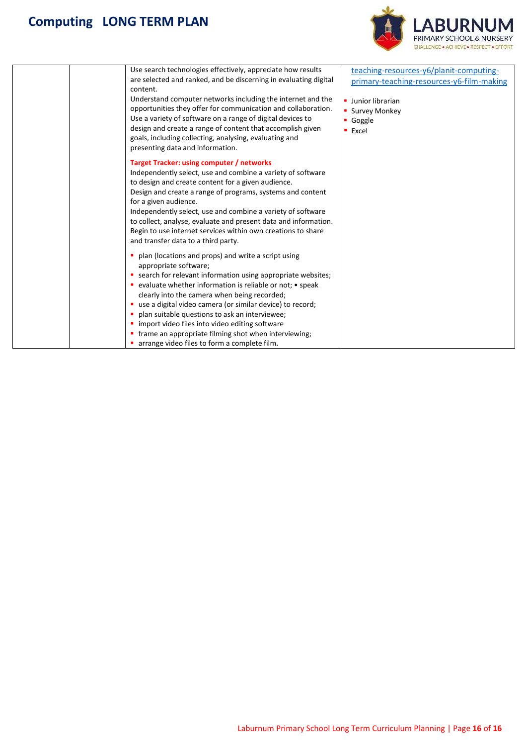# Computing LONG TERM PLAN

| | | | |
|---|---|---|---|
| | | Use search technologies effectively, appreciate how results are selected and ranked, and be discerning in evaluating digital content.<br>Understand computer networks including the internet and the opportunities they offer for communication and collaboration.<br>Use a variety of software on a range of digital devices to design and create a range of content that accomplish given goals, including collecting, analysing, evaluating and presenting data and information.<br><br>**Target Tracker: using computer / networks**<br>Independently select, use and combine a variety of software to design and create content for a given audience.<br>Design and create a range of programs, systems and content for a given audience.<br>Independently select, use and combine a variety of software to collect, analyse, evaluate and present data and information.<br>Begin to use internet services within own creations to share and transfer data to a third party.<br><br>• plan (locations and props) and write a script using appropriate software;<br>• search for relevant information using appropriate websites;<br>• evaluate whether information is reliable or not; • speak clearly into the camera when being recorded;<br>• use a digital video camera (or similar device) to record;<br>• plan suitable questions to ask an interviewee;<br>• import video files into video editing software<br>• frame an appropriate filming shot when interviewing;<br>• arrange video files to form a complete film. | teaching-resources-y6/planit-computing-primary-teaching-resources-y6-film-making<br><br>• Junior librarian<br>• Survey Monkey<br>• Goggle<br>• Excel |